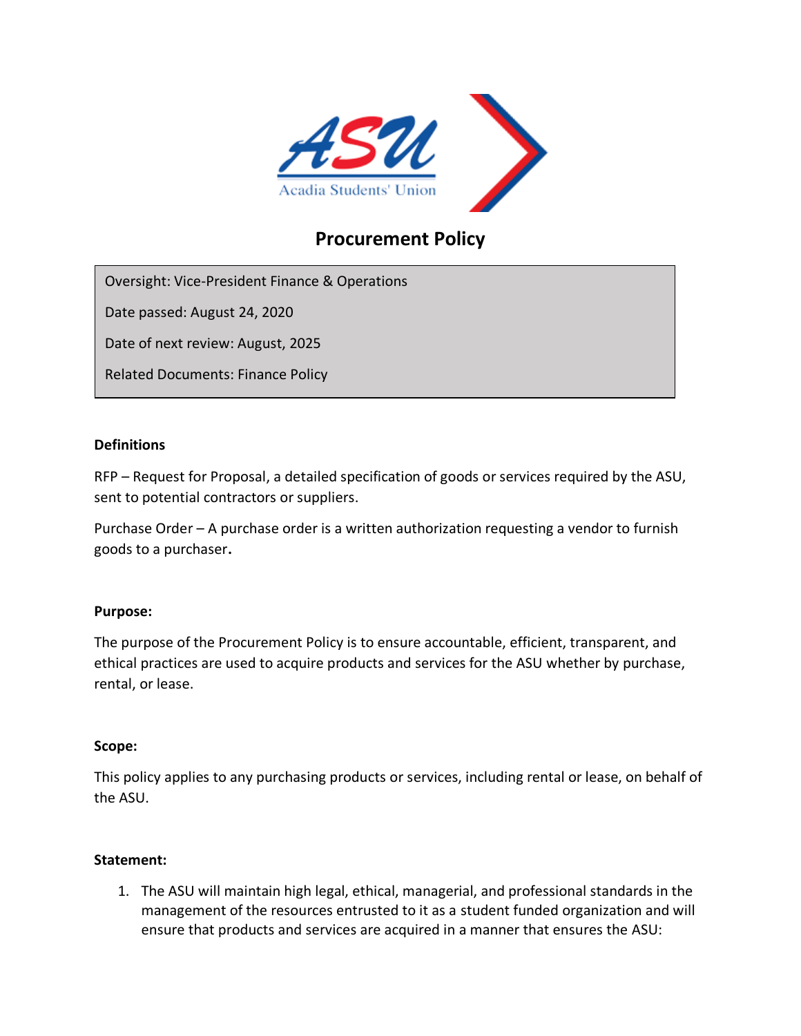# Procurement Policy

| |
|---|
| Oversight: Vice-President Finance & Operations |
| Date passed: August 24, 2020 |
| Date of next review: August, 2025 |
| Related Documents: Finance Policy |

**Definitions**

RFP – Request for Proposal, a detailed specification of goods or services required by the ASU, sent to potential contractors or suppliers.

Purchase Order – A purchase order is a written authorization requesting a vendor to furnish goods to a purchaser**.**

**Purpose:**

The purpose of the Procurement Policy is to ensure accountable, efficient, transparent, and ethical practices are used to acquire products and services for the ASU whether by purchase, rental, or lease.

**Scope:**

This policy applies to any purchasing products or services, including rental or lease, on behalf of the ASU.

**Statement:**

1. The ASU will maintain high legal, ethical, managerial, and professional standards in the management of the resources entrusted to it as a student funded organization and will ensure that products and services are acquired in a manner that ensures the ASU: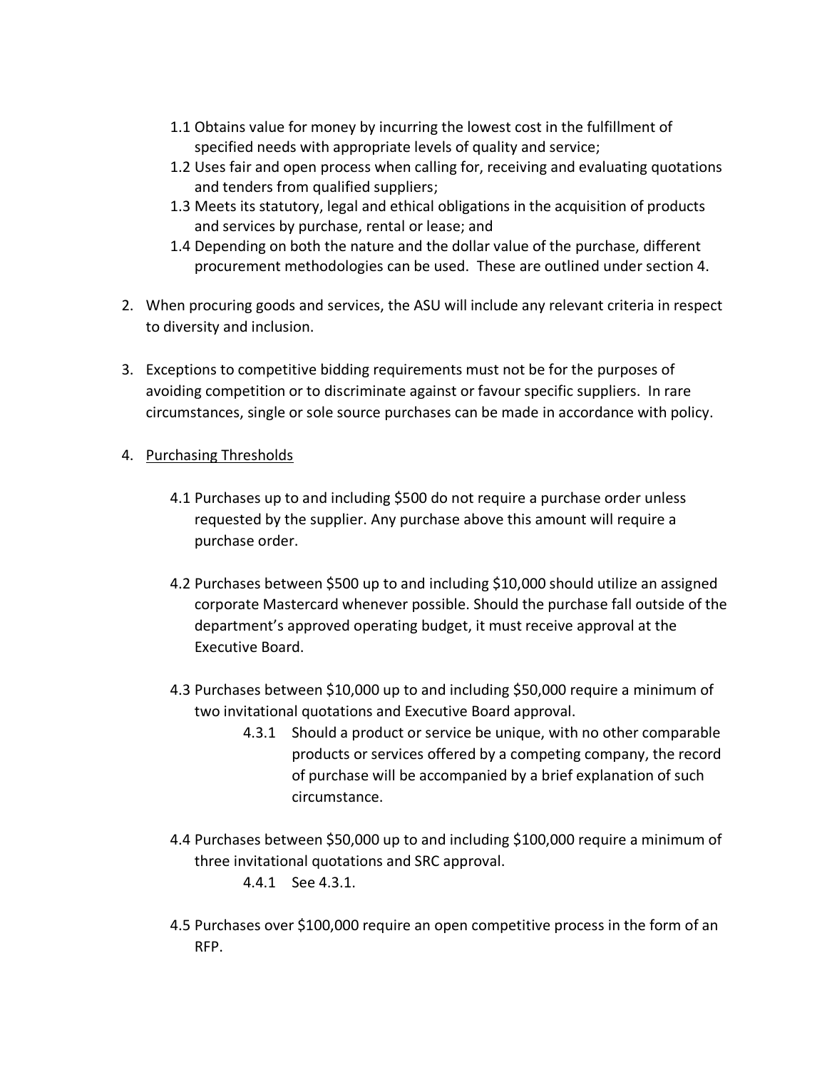1.1 Obtains value for money by incurring the lowest cost in the fulfillment of specified needs with appropriate levels of quality and service;

1.2 Uses fair and open process when calling for, receiving and evaluating quotations and tenders from qualified suppliers;

1.3 Meets its statutory, legal and ethical obligations in the acquisition of products and services by purchase, rental or lease; and

1.4 Depending on both the nature and the dollar value of the purchase, different procurement methodologies can be used. These are outlined under section 4.

2. When procuring goods and services, the ASU will include any relevant criteria in respect to diversity and inclusion.

3. Exceptions to competitive bidding requirements must not be for the purposes of avoiding competition or to discriminate against or favour specific suppliers. In rare circumstances, single or sole source purchases can be made in accordance with policy.

4. <u>Purchasing Thresholds</u>

   4.1 Purchases up to and including $500 do not require a purchase order unless requested by the supplier. Any purchase above this amount will require a purchase order.

   4.2 Purchases between $500 up to and including $10,000 should utilize an assigned corporate Mastercard whenever possible. Should the purchase fall outside of the department's approved operating budget, it must receive approval at the Executive Board.

   4.3 Purchases between $10,000 up to and including $50,000 require a minimum of two invitational quotations and Executive Board approval.

   4.3.1 Should a product or service be unique, with no other comparable products or services offered by a competing company, the record of purchase will be accompanied by a brief explanation of such circumstance.

   4.4 Purchases between $50,000 up to and including $100,000 require a minimum of three invitational quotations and SRC approval.

   4.4.1 See 4.3.1.

   4.5 Purchases over $100,000 require an open competitive process in the form of an RFP.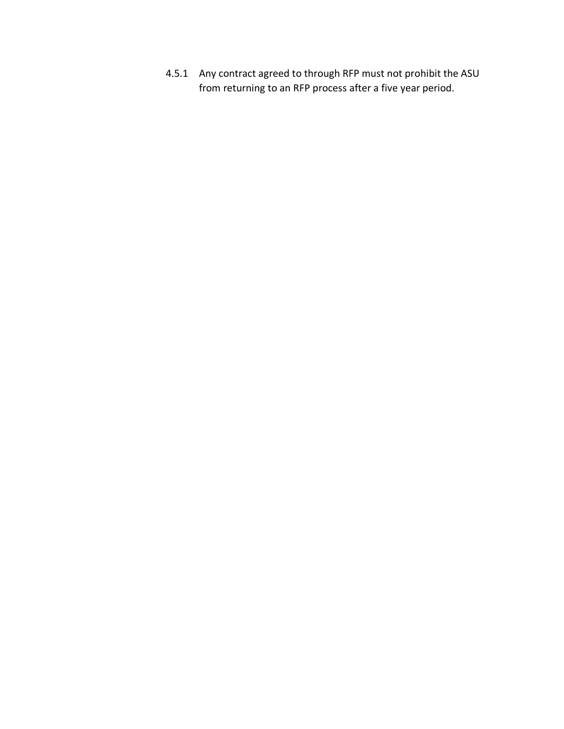4.5.1 Any contract agreed to through RFP must not prohibit the ASU from returning to an RFP process after a five year period.